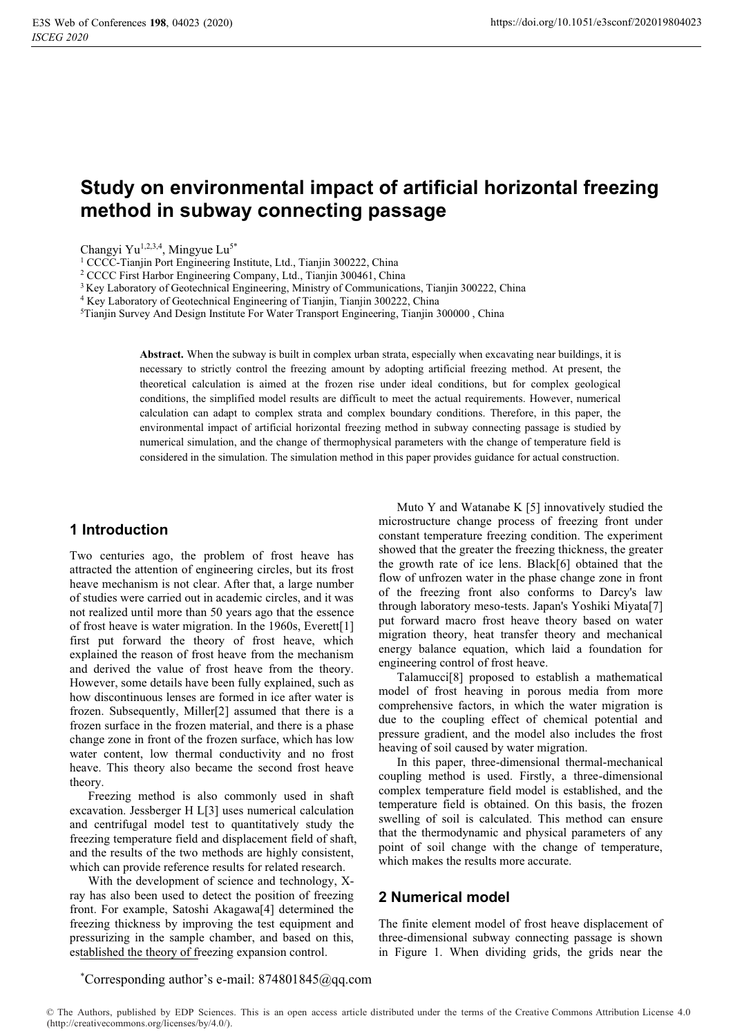# Study on environmental impact of artificial horizontal freezing method in subway connecting passage

Changyi Yu[1,2,3,4], Mingyue Lu[5*]

[1] CCCC-Tianjin Port Engineering Institute, Ltd., Tianjin 300222, China
[2] CCCC First Harbor Engineering Company, Ltd., Tianjin 300461, China
[3] Key Laboratory of Geotechnical Engineering, Ministry of Communications, Tianjin 300222, China
[4] Key Laboratory of Geotechnical Engineering of Tianjin, Tianjin 300222, China
[5] Tianjin Survey And Design Institute For Water Transport Engineering, Tianjin 300000 , China

**Abstract.** When the subway is built in complex urban strata, especially when excavating near buildings, it is necessary to strictly control the freezing amount by adopting artificial freezing method. At present, the theoretical calculation is aimed at the frozen rise under ideal conditions, but for complex geological conditions, the simplified model results are difficult to meet the actual requirements. However, numerical calculation can adapt to complex strata and complex boundary conditions. Therefore, in this paper, the environmental impact of artificial horizontal freezing method in subway connecting passage is studied by numerical simulation, and the change of thermophysical parameters with the change of temperature field is considered in the simulation. The simulation method in this paper provides guidance for actual construction.

## 1 Introduction

Two centuries ago, the problem of frost heave has attracted the attention of engineering circles, but its frost heave mechanism is not clear. After that, a large number of studies were carried out in academic circles, and it was not realized until more than 50 years ago that the essence of frost heave is water migration. In the 1960s, Everett[1] first put forward the theory of frost heave, which explained the reason of frost heave from the mechanism and derived the value of frost heave from the theory. However, some details have been fully explained, such as how discontinuous lenses are formed in ice after water is frozen. Subsequently, Miller[2] assumed that there is a frozen surface in the frozen material, and there is a phase change zone in front of the frozen surface, which has low water content, low thermal conductivity and no frost heave. This theory also became the second frost heave theory.

Freezing method is also commonly used in shaft excavation. Jessberger H L[3] uses numerical calculation and centrifugal model test to quantitatively study the freezing temperature field and displacement field of shaft, and the results of the two methods are highly consistent, which can provide reference results for related research.

With the development of science and technology, X-ray has also been used to detect the position of freezing front. For example, Satoshi Akagawa[4] determined the freezing thickness by improving the test equipment and pressurizing in the sample chamber, and based on this, established the theory of freezing expansion control.

Muto Y and Watanabe K [5] innovatively studied the microstructure change process of freezing front under constant temperature freezing condition. The experiment showed that the greater the freezing thickness, the greater the growth rate of ice lens. Black[6] obtained that the flow of unfrozen water in the phase change zone in front of the freezing front also conforms to Darcy's law through laboratory meso-tests. Japan's Yoshiki Miyata[7] put forward macro frost heave theory based on water migration theory, heat transfer theory and mechanical energy balance equation, which laid a foundation for engineering control of frost heave.

Talamucci[8] proposed to establish a mathematical model of frost heaving in porous media from more comprehensive factors, in which the water migration is due to the coupling effect of chemical potential and pressure gradient, and the model also includes the frost heaving of soil caused by water migration.

In this paper, three-dimensional thermal-mechanical coupling method is used. Firstly, a three-dimensional complex temperature field model is established, and the temperature field is obtained. On this basis, the frozen swelling of soil is calculated. This method can ensure that the thermodynamic and physical parameters of any point of soil change with the change of temperature, which makes the results more accurate.

## 2 Numerical model

The finite element model of frost heave displacement of three-dimensional subway connecting passage is shown in Figure 1. When dividing grids, the grids near the

*Corresponding author's e-mail: 874801845@qq.com

© The Authors, published by EDP Sciences. This is an open access article distributed under the terms of the Creative Commons Attribution License 4.0 (http://creativecommons.org/licenses/by/4.0/).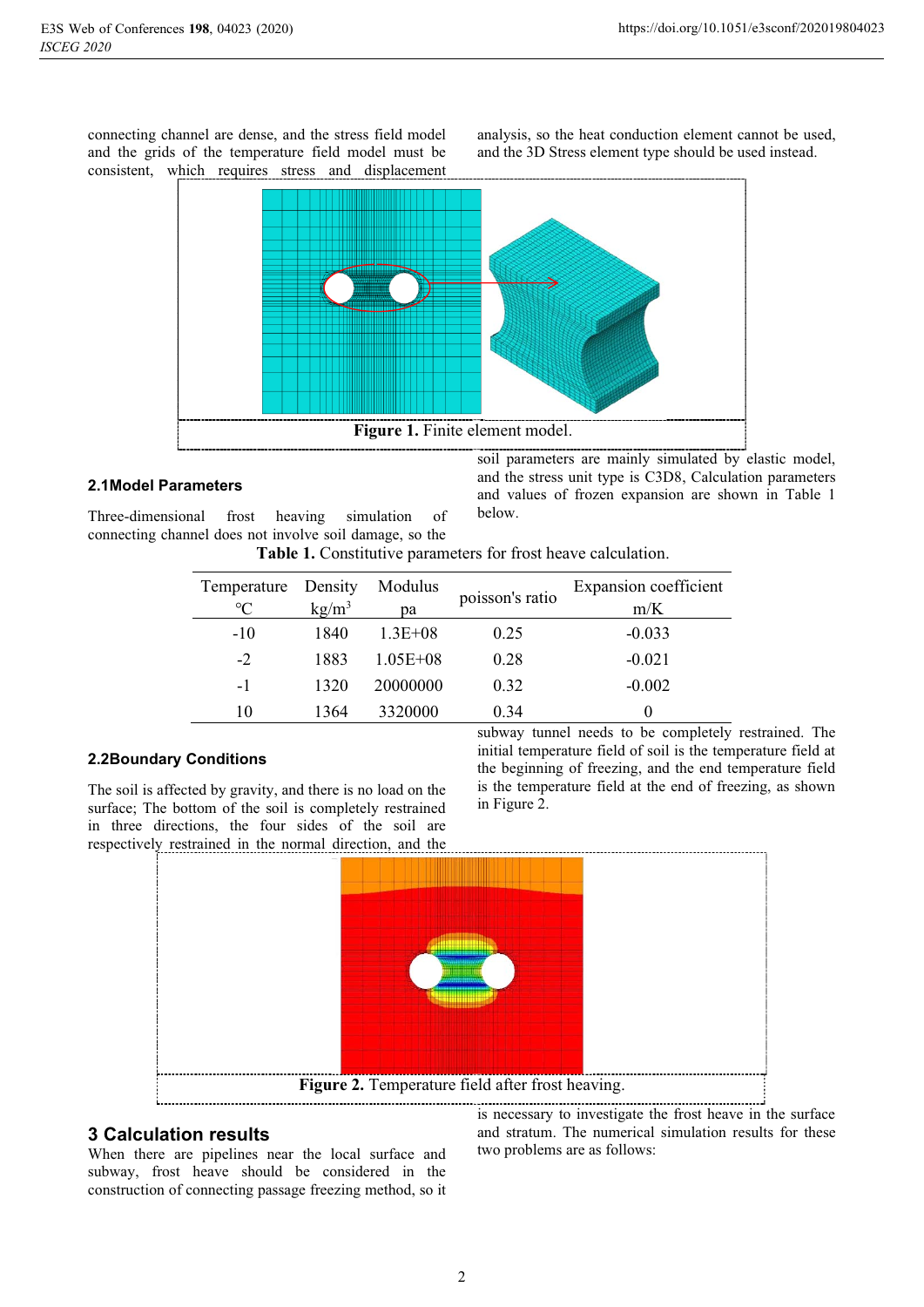connecting channel are dense, and the stress field model and the grids of the temperature field model must be consistent, which requires stress and displacement analysis, so the heat conduction element cannot be used, and the 3D Stress element type should be used instead.

**Figure 1.** Finite element model.

### 2.1Model Parameters

Three-dimensional frost heaving simulation of connecting channel does not involve soil damage, so the soil parameters are mainly simulated by elastic model, and the stress unit type is C3D8, Calculation parameters and values of frozen expansion are shown in Table 1 below.

**Table 1.** Constitutive parameters for frost heave calculation.

| Temperature ℃ | Density $kg/m^3$ | Modulus pa | poisson's ratio | Expansion coefficient m/K |
|---|---|---|---|---|
| -10 | 1840 | 1.3E+08 | 0.25 | -0.033 |
| -2 | 1883 | 1.05E+08 | 0.28 | -0.021 |
| -1 | 1320 | 20000000 | 0.32 | -0.002 |
| 10 | 1364 | 3320000 | 0.34 | 0 |

### 2.2Boundary Conditions

The soil is affected by gravity, and there is no load on the surface; The bottom of the soil is completely restrained in three directions, the four sides of the soil are respectively restrained in the normal direction, and the subway tunnel needs to be completely restrained. The initial temperature field of soil is the temperature field at the beginning of freezing, and the end temperature field is the temperature field at the end of freezing, as shown in Figure 2.

**Figure 2.** Temperature field after frost heaving.

## 3 Calculation results

When there are pipelines near the local surface and subway, frost heave should be considered in the construction of connecting passage freezing method, so it is necessary to investigate the frost heave in the surface and stratum. The numerical simulation results for these two problems are as follows: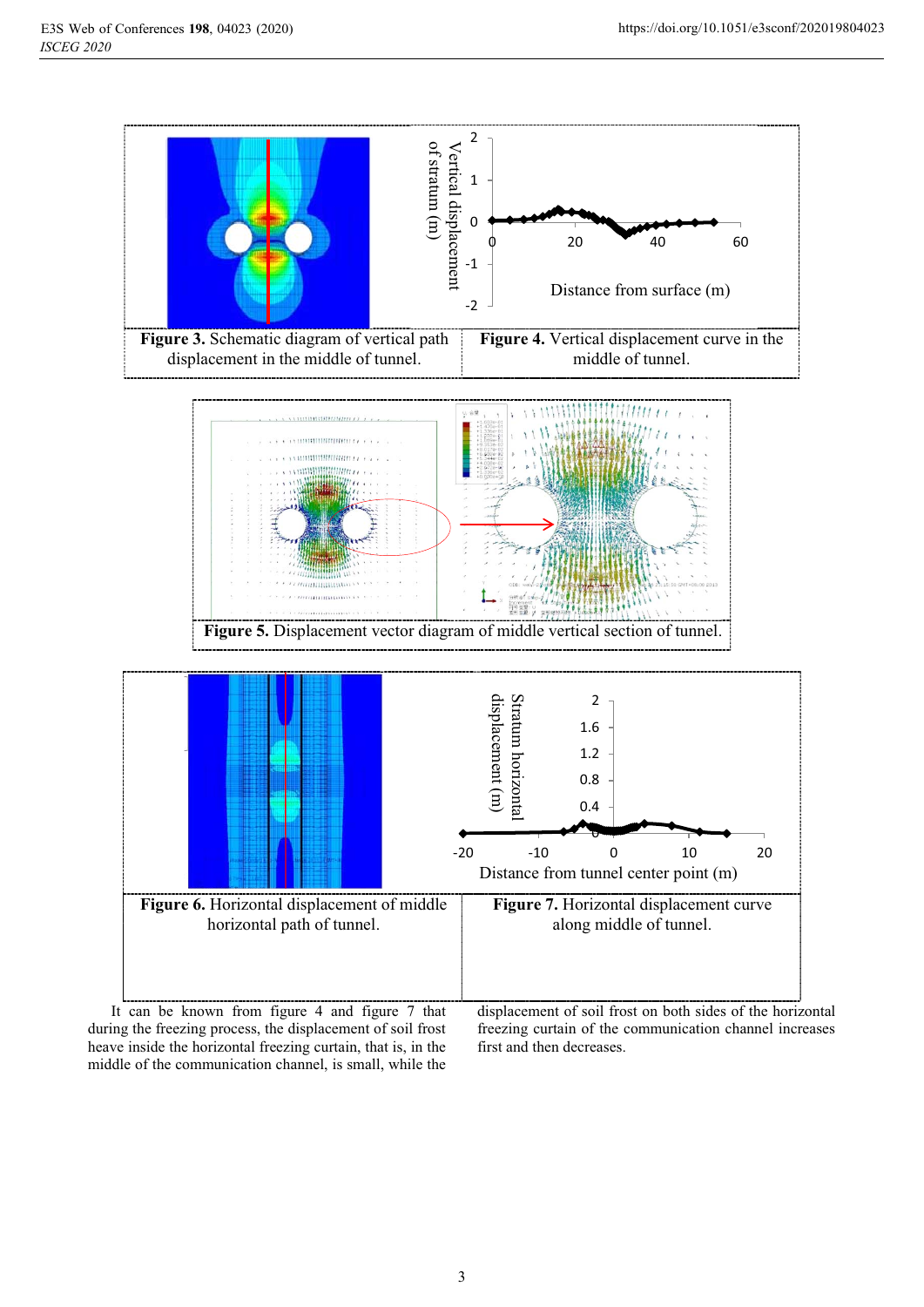**Figure 3.** Schematic diagram of vertical path displacement in the middle of tunnel.

**Figure 4.** Vertical displacement curve in the middle of tunnel.

**Figure 5.** Displacement vector diagram of middle vertical section of tunnel.

**Figure 6.** Horizontal displacement of middle horizontal path of tunnel.

**Figure 7.** Horizontal displacement curve along middle of tunnel.

It can be known from figure 4 and figure 7 that during the freezing process, the displacement of soil frost heave inside the horizontal freezing curtain, that is, in the middle of the communication channel, is small, while the displacement of soil frost on both sides of the horizontal freezing curtain of the communication channel increases first and then decreases.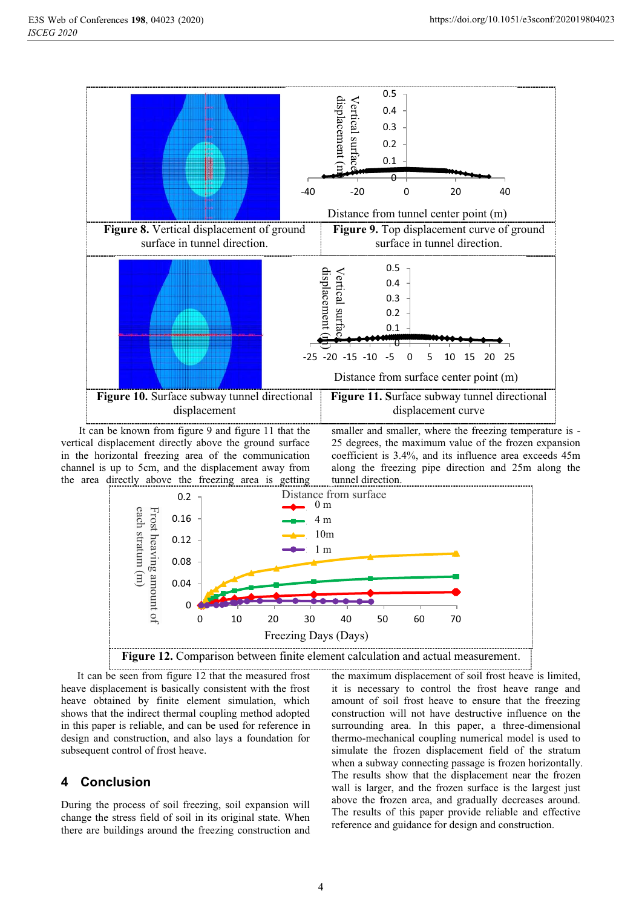**Figure 8.** Vertical displacement of ground surface in tunnel direction.

**Figure 9.** Top displacement curve of ground surface in tunnel direction.

**Figure 10.** Surface subway tunnel directional displacement

**Figure 11.** Surface subway tunnel directional displacement curve

It can be known from figure 9 and figure 11 that the vertical displacement directly above the ground surface in the horizontal freezing area of the communication channel is up to 5cm, and the displacement away from the area directly above the freezing area is getting smaller and smaller, where the freezing temperature is -25 degrees, the maximum value of the frozen expansion coefficient is 3.4%, and its influence area exceeds 45m along the freezing pipe direction and 25m along the tunnel direction.

**Figure 12.** Comparison between finite element calculation and actual measurement.

It can be seen from figure 12 that the measured frost heave displacement is basically consistent with the frost heave obtained by finite element simulation, which shows that the indirect thermal coupling method adopted in this paper is reliable, and can be used for reference in design and construction, and also lays a foundation for subsequent control of frost heave.

## 4 Conclusion

During the process of soil freezing, soil expansion will change the stress field of soil in its original state. When there are buildings around the freezing construction and the maximum displacement of soil frost heave is limited, it is necessary to control the frost heave range and amount of soil frost heave to ensure that the freezing construction will not have destructive influence on the surrounding area. In this paper, a three-dimensional thermo-mechanical coupling numerical model is used to simulate the frozen displacement field of the stratum when a subway connecting passage is frozen horizontally. The results show that the displacement near the frozen wall is larger, and the frozen surface is the largest just above the frozen area, and gradually decreases around. The results of this paper provide reliable and effective reference and guidance for design and construction.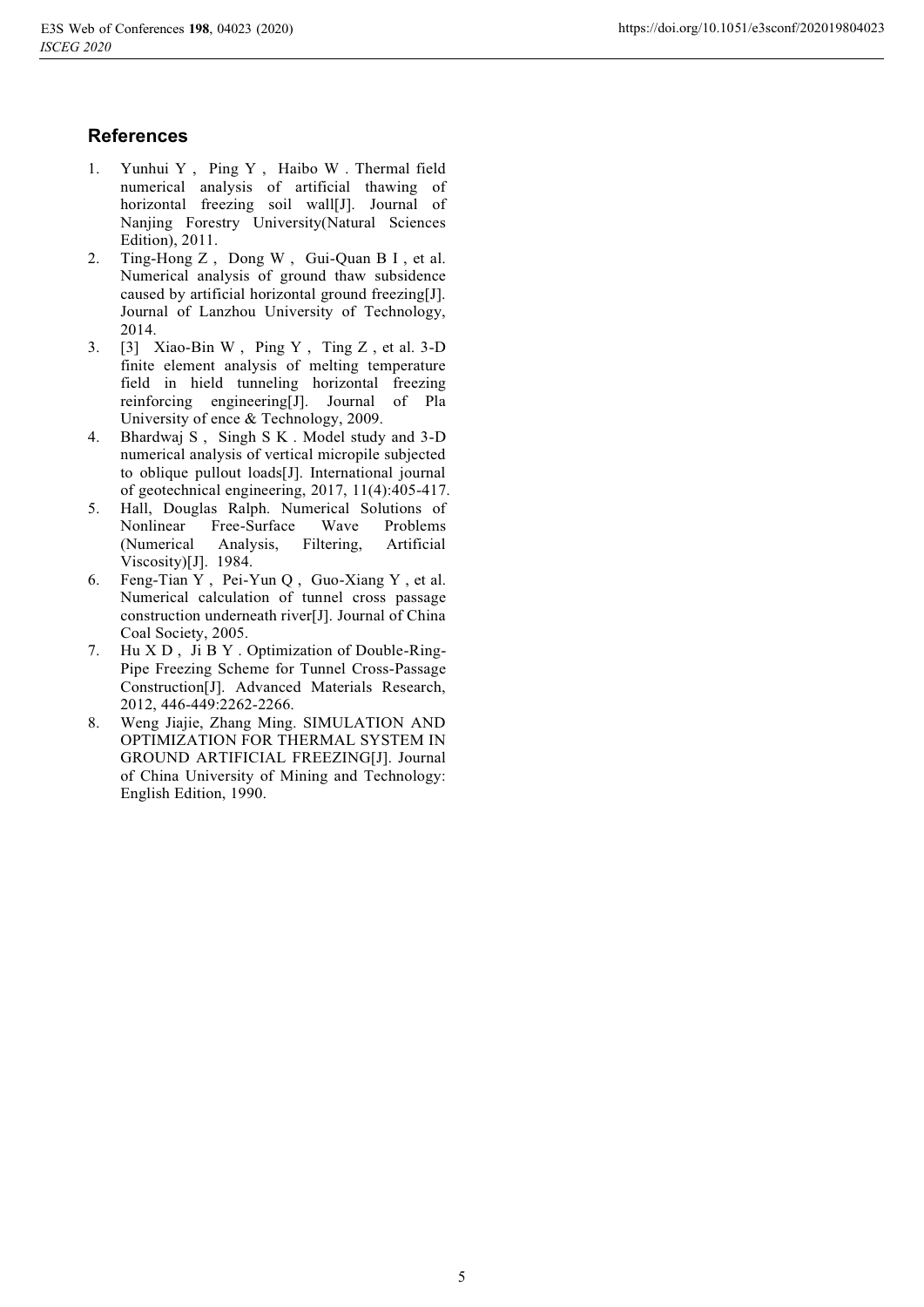## References

1. Yunhui Y , Ping Y , Haibo W . Thermal field numerical analysis of artificial thawing of horizontal freezing soil wall[J]. Journal of Nanjing Forestry University(Natural Sciences Edition), 2011.
2. Ting-Hong Z , Dong W , Gui-Quan B I , et al. Numerical analysis of ground thaw subsidence caused by artificial horizontal ground freezing[J]. Journal of Lanzhou University of Technology, 2014.
3. [3] Xiao-Bin W , Ping Y , Ting Z , et al. 3-D finite element analysis of melting temperature field in hield tunneling horizontal freezing reinforcing engineering[J]. Journal of Pla University of ence & Technology, 2009.
4. Bhardwaj S , Singh S K . Model study and 3-D numerical analysis of vertical micropile subjected to oblique pullout loads[J]. International journal of geotechnical engineering, 2017, 11(4):405-417.
5. Hall, Douglas Ralph. Numerical Solutions of Nonlinear Free-Surface Wave Problems (Numerical Analysis, Filtering, Artificial Viscosity)[J]. 1984.
6. Feng-Tian Y , Pei-Yun Q , Guo-Xiang Y , et al. Numerical calculation of tunnel cross passage construction underneath river[J]. Journal of China Coal Society, 2005.
7. Hu X D , Ji B Y . Optimization of Double-Ring-Pipe Freezing Scheme for Tunnel Cross-Passage Construction[J]. Advanced Materials Research, 2012, 446-449:2262-2266.
8. Weng Jiajie, Zhang Ming. SIMULATION AND OPTIMIZATION FOR THERMAL SYSTEM IN GROUND ARTIFICIAL FREEZING[J]. Journal of China University of Mining and Technology: English Edition, 1990.